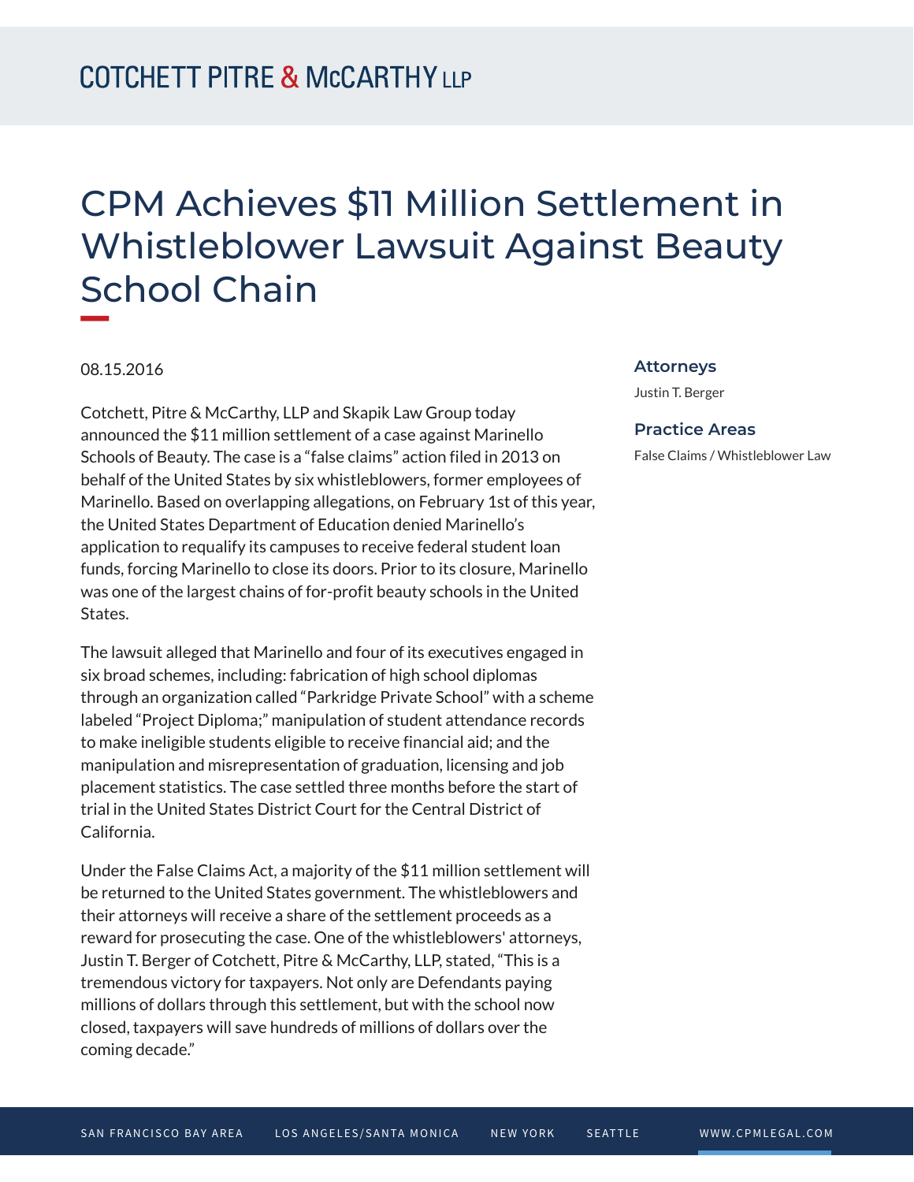COTCHETT PITRE & McCARTHY LLP

# CPM Achieves $11 Million Settlement in Whistleblower Lawsuit Against Beauty School Chain

08.15.2016

### Attorneys

Justin T. Berger

### Practice Areas

False Claims / Whistleblower Law

Cotchett, Pitre & McCarthy, LLP and Skapik Law Group today announced the $11 million settlement of a case against Marinello Schools of Beauty. The case is a "false claims" action filed in 2013 on behalf of the United States by six whistleblowers, former employees of Marinello. Based on overlapping allegations, on February 1st of this year, the United States Department of Education denied Marinello's application to requalify its campuses to receive federal student loan funds, forcing Marinello to close its doors. Prior to its closure, Marinello was one of the largest chains of for-profit beauty schools in the United States.

The lawsuit alleged that Marinello and four of its executives engaged in six broad schemes, including: fabrication of high school diplomas through an organization called "Parkridge Private School" with a scheme labeled "Project Diploma;" manipulation of student attendance records to make ineligible students eligible to receive financial aid; and the manipulation and misrepresentation of graduation, licensing and job placement statistics. The case settled three months before the start of trial in the United States District Court for the Central District of California.

Under the False Claims Act, a majority of the $11 million settlement will be returned to the United States government. The whistleblowers and their attorneys will receive a share of the settlement proceeds as a reward for prosecuting the case. One of the whistleblowers' attorneys, Justin T. Berger of Cotchett, Pitre & McCarthy, LLP, stated, "This is a tremendous victory for taxpayers. Not only are Defendants paying millions of dollars through this settlement, but with the school now closed, taxpayers will save hundreds of millions of dollars over the coming decade."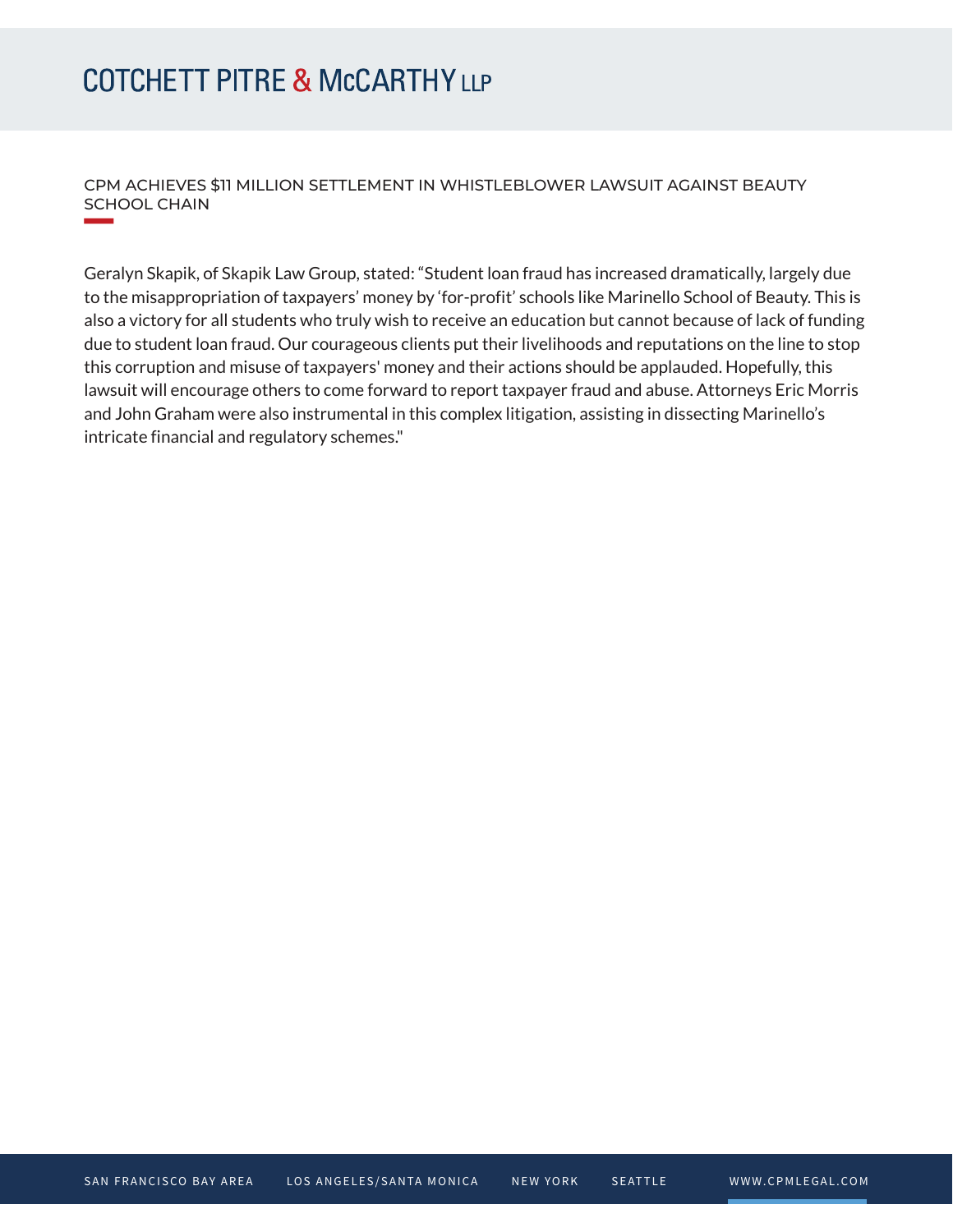CPM ACHIEVES $11 MILLION SETTLEMENT IN WHISTLEBLOWER LAWSUIT AGAINST BEAUTY SCHOOL CHAIN

Geralyn Skapik, of Skapik Law Group, stated: “Student loan fraud has increased dramatically, largely due to the misappropriation of taxpayers’ money by ‘for-profit’ schools like Marinello School of Beauty. This is also a victory for all students who truly wish to receive an education but cannot because of lack of funding due to student loan fraud. Our courageous clients put their livelihoods and reputations on the line to stop this corruption and misuse of taxpayers' money and their actions should be applauded. Hopefully, this lawsuit will encourage others to come forward to report taxpayer fraud and abuse. Attorneys Eric Morris and John Graham were also instrumental in this complex litigation, assisting in dissecting Marinello’s intricate financial and regulatory schemes."